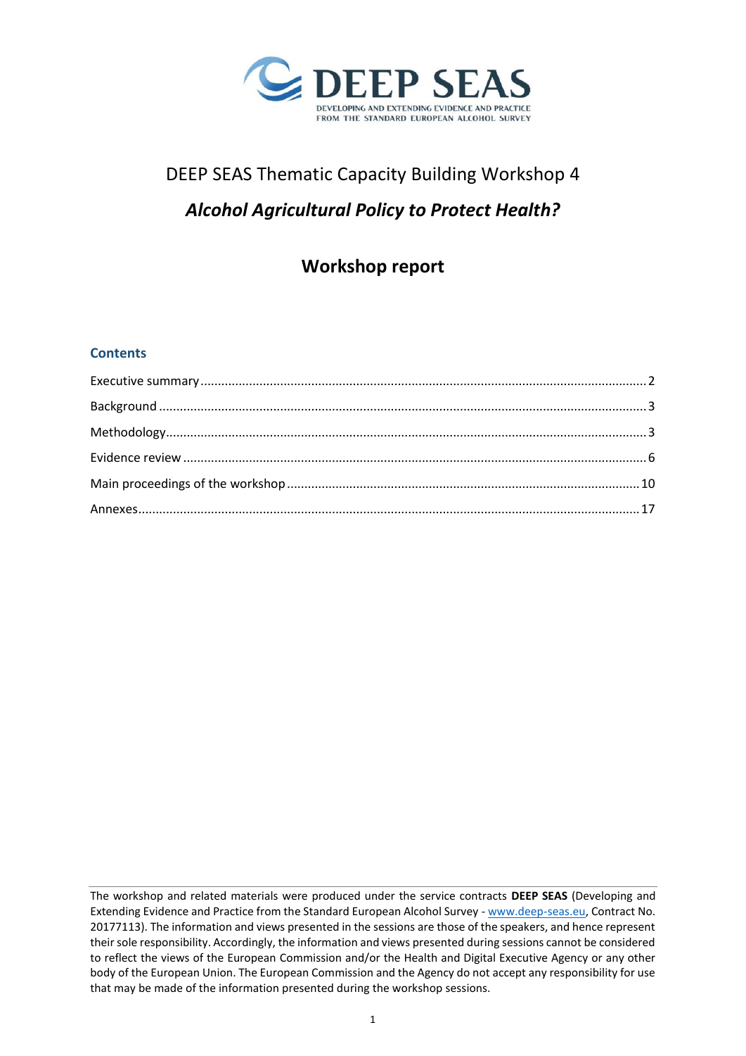DEEP SEAS

DEVELOPING AND EXTENDING EVIDENCE AND PRACTICE FROM THE STANDARD EUROPEAN ALCOHOL SURVEY

# DEEP SEAS Thematic Capacity Building Workshop 4

## *Alcohol Agricultural Policy to Protect Health?*

## Workshop report

### Contents

- Executive summary ..... 2
- Background ..... 3
- Methodology ..... 3
- Evidence review ..... 6
- Main proceedings of the workshop ..... 10
- Annexes ..... 17

---

The workshop and related materials were produced under the service contracts **DEEP SEAS** (Developing and Extending Evidence and Practice from the Standard European Alcohol Survey - www.deep-seas.eu, Contract No. 20177113). The information and views presented in the sessions are those of the speakers, and hence represent their sole responsibility. Accordingly, the information and views presented during sessions cannot be considered to reflect the views of the European Commission and/or the Health and Digital Executive Agency or any other body of the European Union. The European Commission and the Agency do not accept any responsibility for use that may be made of the information presented during the workshop sessions.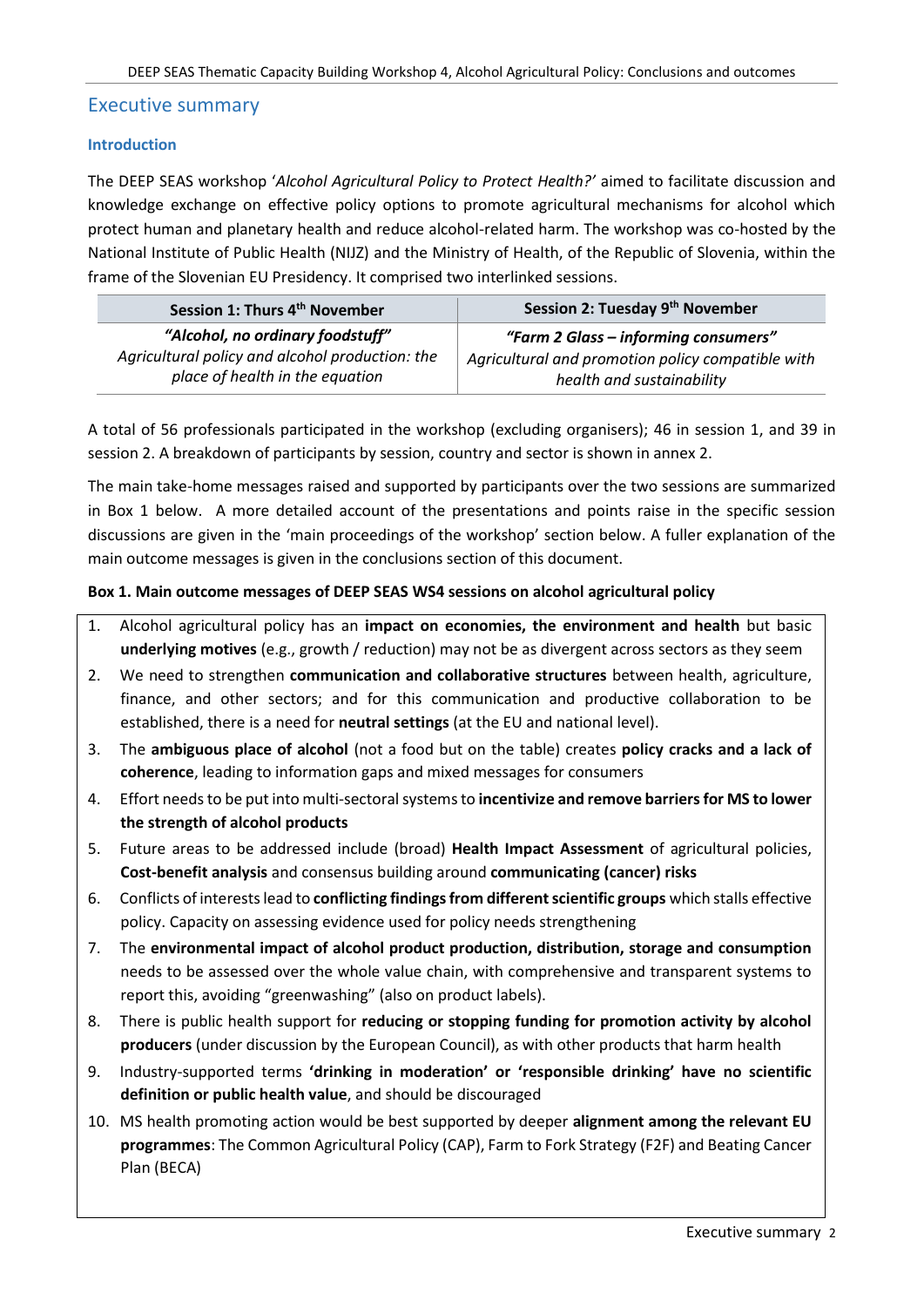## Executive summary

### Introduction

The DEEP SEAS workshop '*Alcohol Agricultural Policy to Protect Health?'* aimed to facilitate discussion and knowledge exchange on effective policy options to promote agricultural mechanisms for alcohol which protect human and planetary health and reduce alcohol-related harm. The workshop was co-hosted by the National Institute of Public Health (NIJZ) and the Ministry of Health, of the Republic of Slovenia, within the frame of the Slovenian EU Presidency. It comprised two interlinked sessions.

| Session 1: Thurs 4th November | Session 2: Tuesday 9th November |
|---|---|
| ***"Alcohol, no ordinary foodstuff"*** *Agricultural policy and alcohol production: the place of health in the equation* | ***"Farm 2 Glass – informing consumers"*** *Agricultural and promotion policy compatible with health and sustainability* |

A total of 56 professionals participated in the workshop (excluding organisers); 46 in session 1, and 39 in session 2. A breakdown of participants by session, country and sector is shown in annex 2.

The main take-home messages raised and supported by participants over the two sessions are summarized in Box 1 below. A more detailed account of the presentations and points raise in the specific session discussions are given in the 'main proceedings of the workshop' section below. A fuller explanation of the main outcome messages is given in the conclusions section of this document.

**Box 1. Main outcome messages of DEEP SEAS WS4 sessions on alcohol agricultural policy**

1. Alcohol agricultural policy has an **impact on economies, the environment and health** but basic **underlying motives** (e.g., growth / reduction) may not be as divergent across sectors as they seem
2. We need to strengthen **communication and collaborative structures** between health, agriculture, finance, and other sectors; and for this communication and productive collaboration to be established, there is a need for **neutral settings** (at the EU and national level).
3. The **ambiguous place of alcohol** (not a food but on the table) creates **policy cracks and a lack of coherence**, leading to information gaps and mixed messages for consumers
4. Effort needs to be put into multi-sectoral systems to **incentivize and remove barriers for MS to lower the strength of alcohol products**
5. Future areas to be addressed include (broad) **Health Impact Assessment** of agricultural policies, **Cost-benefit analysis** and consensus building around **communicating (cancer) risks**
6. Conflicts of interests lead to **conflicting findings from different scientific groups** which stalls effective policy. Capacity on assessing evidence used for policy needs strengthening
7. The **environmental impact of alcohol product production, distribution, storage and consumption** needs to be assessed over the whole value chain, with comprehensive and transparent systems to report this, avoiding "greenwashing" (also on product labels).
8. There is public health support for **reducing or stopping funding for promotion activity by alcohol producers** (under discussion by the European Council), as with other products that harm health
9. Industry-supported terms **'drinking in moderation' or 'responsible drinking' have no scientific definition or public health value**, and should be discouraged
10. MS health promoting action would be best supported by deeper **alignment among the relevant EU programmes**: The Common Agricultural Policy (CAP), Farm to Fork Strategy (F2F) and Beating Cancer Plan (BECA)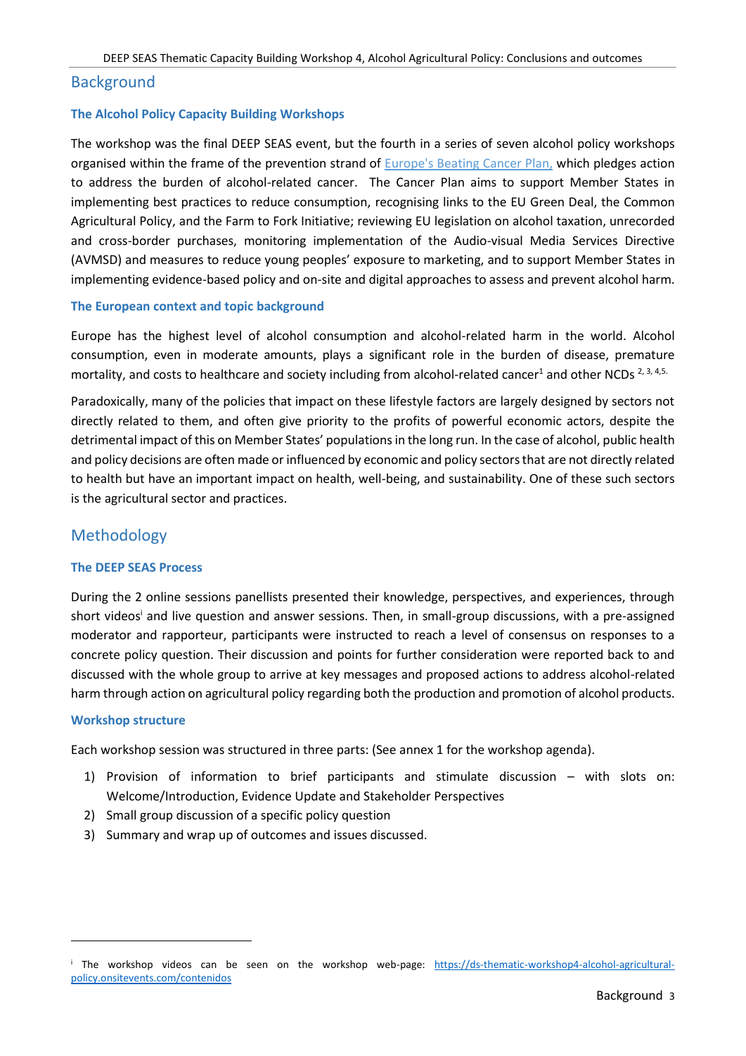## Background

### The Alcohol Policy Capacity Building Workshops

The workshop was the final DEEP SEAS event, but the fourth in a series of seven alcohol policy workshops organised within the frame of the prevention strand of Europe's Beating Cancer Plan, which pledges action to address the burden of alcohol-related cancer. The Cancer Plan aims to support Member States in implementing best practices to reduce consumption, recognising links to the EU Green Deal, the Common Agricultural Policy, and the Farm to Fork Initiative; reviewing EU legislation on alcohol taxation, unrecorded and cross-border purchases, monitoring implementation of the Audio-visual Media Services Directive (AVMSD) and measures to reduce young peoples' exposure to marketing, and to support Member States in implementing evidence-based policy and on-site and digital approaches to assess and prevent alcohol harm.

### The European context and topic background

Europe has the highest level of alcohol consumption and alcohol-related harm in the world. Alcohol consumption, even in moderate amounts, plays a significant role in the burden of disease, premature mortality, and costs to healthcare and society including from alcohol-related cancer[1] and other NCDs [2, 3, 4,5.]

Paradoxically, many of the policies that impact on these lifestyle factors are largely designed by sectors not directly related to them, and often give priority to the profits of powerful economic actors, despite the detrimental impact of this on Member States' populations in the long run. In the case of alcohol, public health and policy decisions are often made or influenced by economic and policy sectors that are not directly related to health but have an important impact on health, well-being, and sustainability. One of these such sectors is the agricultural sector and practices.

## Methodology

### The DEEP SEAS Process

During the 2 online sessions panellists presented their knowledge, perspectives, and experiences, through short videos[i] and live question and answer sessions. Then, in small-group discussions, with a pre-assigned moderator and rapporteur, participants were instructed to reach a level of consensus on responses to a concrete policy question. Their discussion and points for further consideration were reported back to and discussed with the whole group to arrive at key messages and proposed actions to address alcohol-related harm through action on agricultural policy regarding both the production and promotion of alcohol products.

### Workshop structure

Each workshop session was structured in three parts: (See annex 1 for the workshop agenda).

1) Provision of information to brief participants and stimulate discussion – with slots on: Welcome/Introduction, Evidence Update and Stakeholder Perspectives
2) Small group discussion of a specific policy question
3) Summary and wrap up of outcomes and issues discussed.

---

[i] The workshop videos can be seen on the workshop web-page: https://ds-thematic-workshop4-alcohol-agricultural-policy.onsitevents.com/contenidos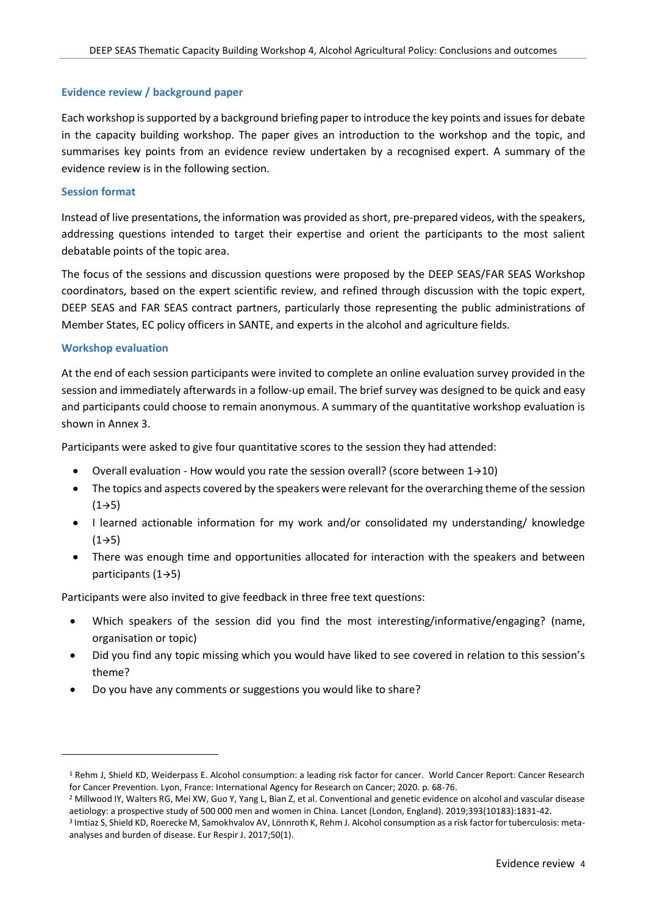### Evidence review / background paper

Each workshop is supported by a background briefing paper to introduce the key points and issues for debate in the capacity building workshop. The paper gives an introduction to the workshop and the topic, and summarises key points from an evidence review undertaken by a recognised expert. A summary of the evidence review is in the following section.

### Session format

Instead of live presentations, the information was provided as short, pre-prepared videos, with the speakers, addressing questions intended to target their expertise and orient the participants to the most salient debatable points of the topic area.

The focus of the sessions and discussion questions were proposed by the DEEP SEAS/FAR SEAS Workshop coordinators, based on the expert scientific review, and refined through discussion with the topic expert, DEEP SEAS and FAR SEAS contract partners, particularly those representing the public administrations of Member States, EC policy officers in SANTE, and experts in the alcohol and agriculture fields.

### Workshop evaluation

At the end of each session participants were invited to complete an online evaluation survey provided in the session and immediately afterwards in a follow-up email. The brief survey was designed to be quick and easy and participants could choose to remain anonymous. A summary of the quantitative workshop evaluation is shown in Annex 3.

Participants were asked to give four quantitative scores to the session they had attended:

- Overall evaluation - How would you rate the session overall? (score between 1→10)
- The topics and aspects covered by the speakers were relevant for the overarching theme of the session (1→5)
- I learned actionable information for my work and/or consolidated my understanding/ knowledge (1→5)
- There was enough time and opportunities allocated for interaction with the speakers and between participants (1→5)

Participants were also invited to give feedback in three free text questions:

- Which speakers of the session did you find the most interesting/informative/engaging? (name, organisation or topic)
- Did you find any topic missing which you would have liked to see covered in relation to this session's theme?
- Do you have any comments or suggestions you would like to share?

---

[1] Rehm J, Shield KD, Weiderpass E. Alcohol consumption: a leading risk factor for cancer. World Cancer Report: Cancer Research for Cancer Prevention. Lyon, France: International Agency for Research on Cancer; 2020. p. 68-76.

[2] Millwood IY, Walters RG, Mei XW, Guo Y, Yang L, Bian Z, et al. Conventional and genetic evidence on alcohol and vascular disease aetiology: a prospective study of 500 000 men and women in China. Lancet (London, England). 2019;393(10183):1831-42.

[3] Imtiaz S, Shield KD, Roerecke M, Samokhvalov AV, Lönnroth K, Rehm J. Alcohol consumption as a risk factor for tuberculosis: meta-analyses and burden of disease. Eur Respir J. 2017;50(1).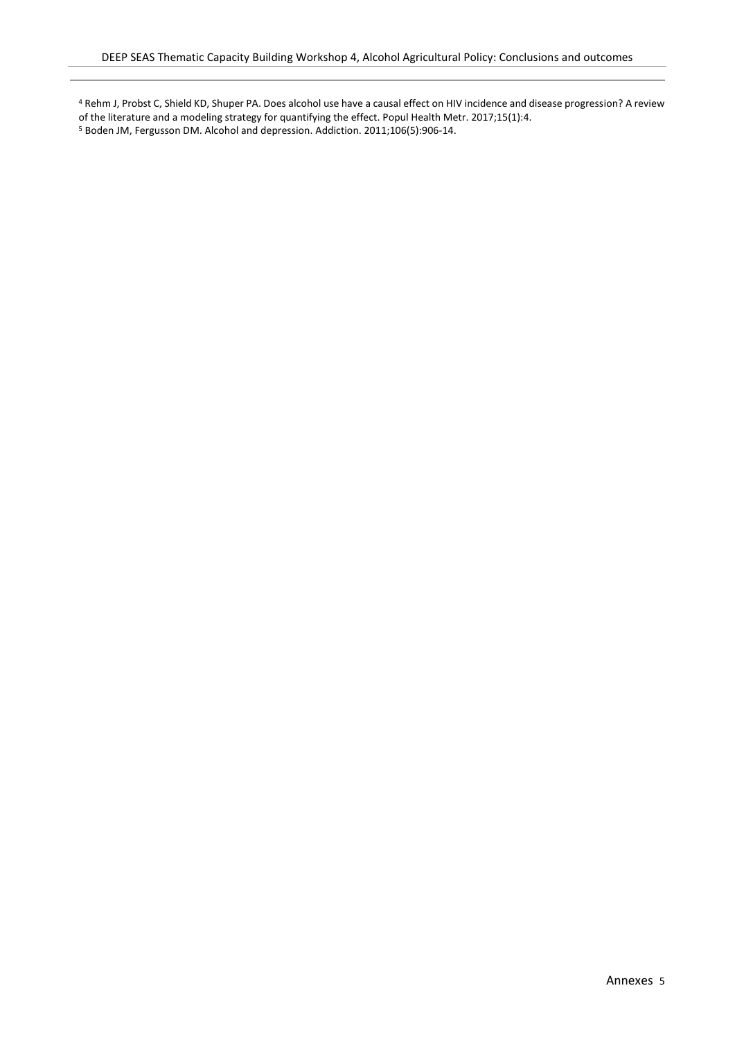[4] Rehm J, Probst C, Shield KD, Shuper PA. Does alcohol use have a causal effect on HIV incidence and disease progression? A review of the literature and a modeling strategy for quantifying the effect. Popul Health Metr. 2017;15(1):4.

[5] Boden JM, Fergusson DM. Alcohol and depression. Addiction. 2011;106(5):906-14.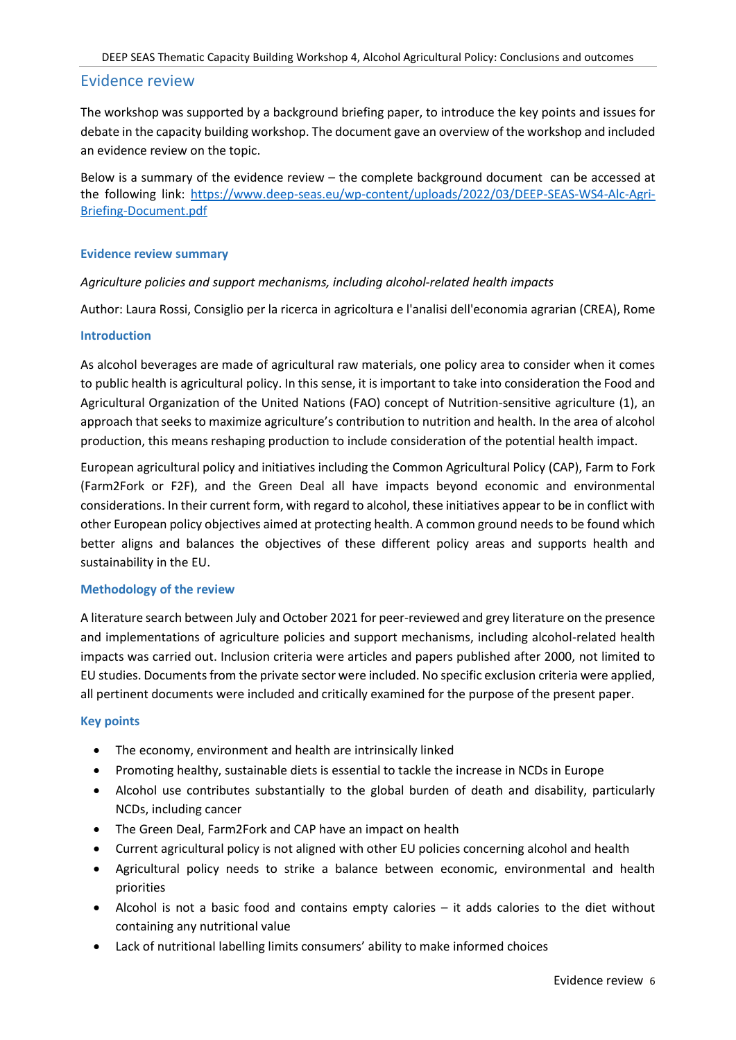## Evidence review

The workshop was supported by a background briefing paper, to introduce the key points and issues for debate in the capacity building workshop. The document gave an overview of the workshop and included an evidence review on the topic.

Below is a summary of the evidence review – the complete background document can be accessed at the following link: [https://www.deep-seas.eu/wp-content/uploads/2022/03/DEEP-SEAS-WS4-Alc-Agri-Briefing-Document.pdf](https://www.deep-seas.eu/wp-content/uploads/2022/03/DEEP-SEAS-WS4-Alc-Agri-Briefing-Document.pdf)

### Evidence review summary

*Agriculture policies and support mechanisms, including alcohol-related health impacts*

Author: Laura Rossi, Consiglio per la ricerca in agricoltura e l'analisi dell'economia agrarian (CREA), Rome

### Introduction

As alcohol beverages are made of agricultural raw materials, one policy area to consider when it comes to public health is agricultural policy. In this sense, it is important to take into consideration the Food and Agricultural Organization of the United Nations (FAO) concept of Nutrition-sensitive agriculture (1), an approach that seeks to maximize agriculture's contribution to nutrition and health. In the area of alcohol production, this means reshaping production to include consideration of the potential health impact.

European agricultural policy and initiatives including the Common Agricultural Policy (CAP), Farm to Fork (Farm2Fork or F2F), and the Green Deal all have impacts beyond economic and environmental considerations. In their current form, with regard to alcohol, these initiatives appear to be in conflict with other European policy objectives aimed at protecting health. A common ground needs to be found which better aligns and balances the objectives of these different policy areas and supports health and sustainability in the EU.

### Methodology of the review

A literature search between July and October 2021 for peer-reviewed and grey literature on the presence and implementations of agriculture policies and support mechanisms, including alcohol-related health impacts was carried out. Inclusion criteria were articles and papers published after 2000, not limited to EU studies. Documents from the private sector were included. No specific exclusion criteria were applied, all pertinent documents were included and critically examined for the purpose of the present paper.

### Key points

- The economy, environment and health are intrinsically linked
- Promoting healthy, sustainable diets is essential to tackle the increase in NCDs in Europe
- Alcohol use contributes substantially to the global burden of death and disability, particularly NCDs, including cancer
- The Green Deal, Farm2Fork and CAP have an impact on health
- Current agricultural policy is not aligned with other EU policies concerning alcohol and health
- Agricultural policy needs to strike a balance between economic, environmental and health priorities
- Alcohol is not a basic food and contains empty calories – it adds calories to the diet without containing any nutritional value
- Lack of nutritional labelling limits consumers' ability to make informed choices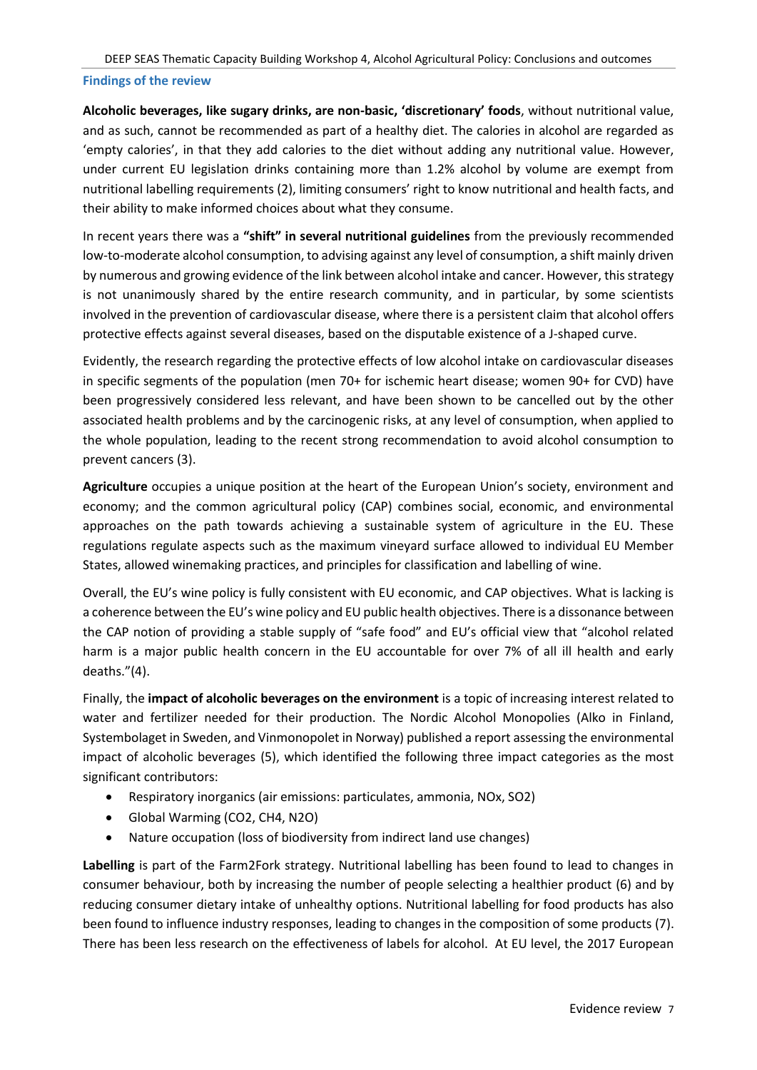## Findings of the review

**Alcoholic beverages, like sugary drinks, are non-basic, 'discretionary' foods**, without nutritional value, and as such, cannot be recommended as part of a healthy diet. The calories in alcohol are regarded as 'empty calories', in that they add calories to the diet without adding any nutritional value. However, under current EU legislation drinks containing more than 1.2% alcohol by volume are exempt from nutritional labelling requirements (2), limiting consumers' right to know nutritional and health facts, and their ability to make informed choices about what they consume.

In recent years there was a **"shift" in several nutritional guidelines** from the previously recommended low-to-moderate alcohol consumption, to advising against any level of consumption, a shift mainly driven by numerous and growing evidence of the link between alcohol intake and cancer. However, this strategy is not unanimously shared by the entire research community, and in particular, by some scientists involved in the prevention of cardiovascular disease, where there is a persistent claim that alcohol offers protective effects against several diseases, based on the disputable existence of a J-shaped curve.

Evidently, the research regarding the protective effects of low alcohol intake on cardiovascular diseases in specific segments of the population (men 70+ for ischemic heart disease; women 90+ for CVD) have been progressively considered less relevant, and have been shown to be cancelled out by the other associated health problems and by the carcinogenic risks, at any level of consumption, when applied to the whole population, leading to the recent strong recommendation to avoid alcohol consumption to prevent cancers (3).

**Agriculture** occupies a unique position at the heart of the European Union's society, environment and economy; and the common agricultural policy (CAP) combines social, economic, and environmental approaches on the path towards achieving a sustainable system of agriculture in the EU. These regulations regulate aspects such as the maximum vineyard surface allowed to individual EU Member States, allowed winemaking practices, and principles for classification and labelling of wine.

Overall, the EU's wine policy is fully consistent with EU economic, and CAP objectives. What is lacking is a coherence between the EU's wine policy and EU public health objectives. There is a dissonance between the CAP notion of providing a stable supply of "safe food" and EU's official view that "alcohol related harm is a major public health concern in the EU accountable for over 7% of all ill health and early deaths."(4).

Finally, the **impact of alcoholic beverages on the environment** is a topic of increasing interest related to water and fertilizer needed for their production. The Nordic Alcohol Monopolies (Alko in Finland, Systembolaget in Sweden, and Vinmonopolet in Norway) published a report assessing the environmental impact of alcoholic beverages (5), which identified the following three impact categories as the most significant contributors:

- Respiratory inorganics (air emissions: particulates, ammonia, NOx, $SO_2$)
- Global Warming ($CO_2$, $CH_4$, $N_2O$)
- Nature occupation (loss of biodiversity from indirect land use changes)

**Labelling** is part of the Farm2Fork strategy. Nutritional labelling has been found to lead to changes in consumer behaviour, both by increasing the number of people selecting a healthier product (6) and by reducing consumer dietary intake of unhealthy options. Nutritional labelling for food products has also been found to influence industry responses, leading to changes in the composition of some products (7). There has been less research on the effectiveness of labels for alcohol. At EU level, the 2017 European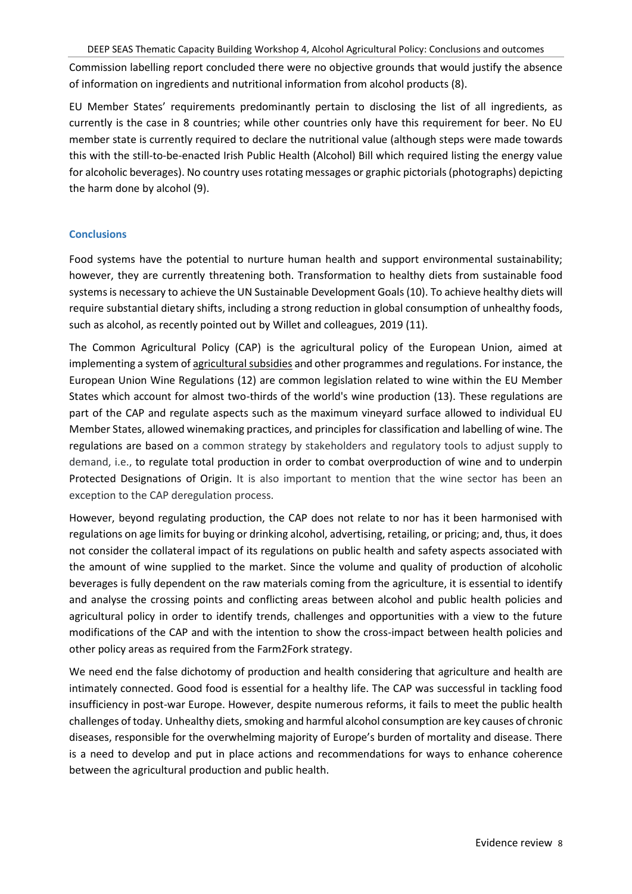Commission labelling report concluded there were no objective grounds that would justify the absence of information on ingredients and nutritional information from alcohol products (8).

EU Member States' requirements predominantly pertain to disclosing the list of all ingredients, as currently is the case in 8 countries; while other countries only have this requirement for beer. No EU member state is currently required to declare the nutritional value (although steps were made towards this with the still-to-be-enacted Irish Public Health (Alcohol) Bill which required listing the energy value for alcoholic beverages). No country uses rotating messages or graphic pictorials (photographs) depicting the harm done by alcohol (9).

### Conclusions

Food systems have the potential to nurture human health and support environmental sustainability; however, they are currently threatening both. Transformation to healthy diets from sustainable food systems is necessary to achieve the UN Sustainable Development Goals (10). To achieve healthy diets will require substantial dietary shifts, including a strong reduction in global consumption of unhealthy foods, such as alcohol, as recently pointed out by Willet and colleagues, 2019 (11).

The Common Agricultural Policy (CAP) is the agricultural policy of the European Union, aimed at implementing a system of agricultural subsidies and other programmes and regulations. For instance, the European Union Wine Regulations (12) are common legislation related to wine within the EU Member States which account for almost two-thirds of the world's wine production (13). These regulations are part of the CAP and regulate aspects such as the maximum vineyard surface allowed to individual EU Member States, allowed winemaking practices, and principles for classification and labelling of wine. The regulations are based on a common strategy by stakeholders and regulatory tools to adjust supply to demand, i.e., to regulate total production in order to combat overproduction of wine and to underpin Protected Designations of Origin. It is also important to mention that the wine sector has been an exception to the CAP deregulation process.

However, beyond regulating production, the CAP does not relate to nor has it been harmonised with regulations on age limits for buying or drinking alcohol, advertising, retailing, or pricing; and, thus, it does not consider the collateral impact of its regulations on public health and safety aspects associated with the amount of wine supplied to the market. Since the volume and quality of production of alcoholic beverages is fully dependent on the raw materials coming from the agriculture, it is essential to identify and analyse the crossing points and conflicting areas between alcohol and public health policies and agricultural policy in order to identify trends, challenges and opportunities with a view to the future modifications of the CAP and with the intention to show the cross-impact between health policies and other policy areas as required from the Farm2Fork strategy.

We need end the false dichotomy of production and health considering that agriculture and health are intimately connected. Good food is essential for a healthy life. The CAP was successful in tackling food insufficiency in post-war Europe. However, despite numerous reforms, it fails to meet the public health challenges of today. Unhealthy diets, smoking and harmful alcohol consumption are key causes of chronic diseases, responsible for the overwhelming majority of Europe's burden of mortality and disease. There is a need to develop and put in place actions and recommendations for ways to enhance coherence between the agricultural production and public health.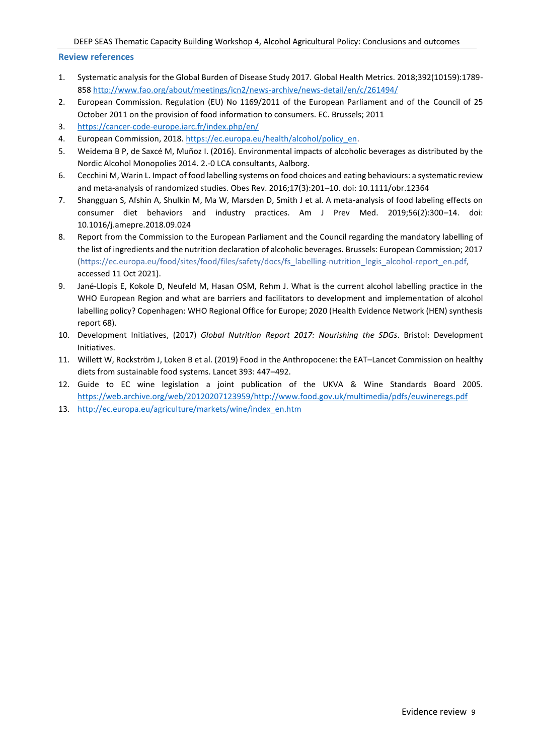## Review references

1. Systematic analysis for the Global Burden of Disease Study 2017. Global Health Metrics. 2018;392(10159):1789-858 http://www.fao.org/about/meetings/icn2/news-archive/news-detail/en/c/261494/
2. European Commission. Regulation (EU) No 1169/2011 of the European Parliament and of the Council of 25 October 2011 on the provision of food information to consumers. EC. Brussels; 2011
3. https://cancer-code-europe.iarc.fr/index.php/en/
4. European Commission, 2018. https://ec.europa.eu/health/alcohol/policy_en.
5. Weidema B P, de Saxcé M, Muñoz I. (2016). Environmental impacts of alcoholic beverages as distributed by the Nordic Alcohol Monopolies 2014. 2.-0 LCA consultants, Aalborg.
6. Cecchini M, Warin L. Impact of food labelling systems on food choices and eating behaviours: a systematic review and meta-analysis of randomized studies. Obes Rev. 2016;17(3):201–10. doi: 10.1111/obr.12364
7. Shangguan S, Afshin A, Shulkin M, Ma W, Marsden D, Smith J et al. A meta-analysis of food labeling effects on consumer diet behaviors and industry practices. Am J Prev Med. 2019;56(2):300–14. doi: 10.1016/j.amepre.2018.09.024
8. Report from the Commission to the European Parliament and the Council regarding the mandatory labelling of the list of ingredients and the nutrition declaration of alcoholic beverages. Brussels: European Commission; 2017 (https://ec.europa.eu/food/sites/food/files/safety/docs/fs_labelling-nutrition_legis_alcohol-report_en.pdf, accessed 11 Oct 2021).
9. Jané-Llopis E, Kokole D, Neufeld M, Hasan OSM, Rehm J. What is the current alcohol labelling practice in the WHO European Region and what are barriers and facilitators to development and implementation of alcohol labelling policy? Copenhagen: WHO Regional Office for Europe; 2020 (Health Evidence Network (HEN) synthesis report 68).
10. Development Initiatives, (2017) *Global Nutrition Report 2017: Nourishing the SDGs*. Bristol: Development Initiatives.
11. Willett W, Rockström J, Loken B et al. (2019) Food in the Anthropocene: the EAT–Lancet Commission on healthy diets from sustainable food systems. Lancet 393: 447–492.
12. Guide to EC wine legislation a joint publication of the UKVA & Wine Standards Board 2005. https://web.archive.org/web/20120207123959/http://www.food.gov.uk/multimedia/pdfs/euwineregs.pdf
13. http://ec.europa.eu/agriculture/markets/wine/index_en.htm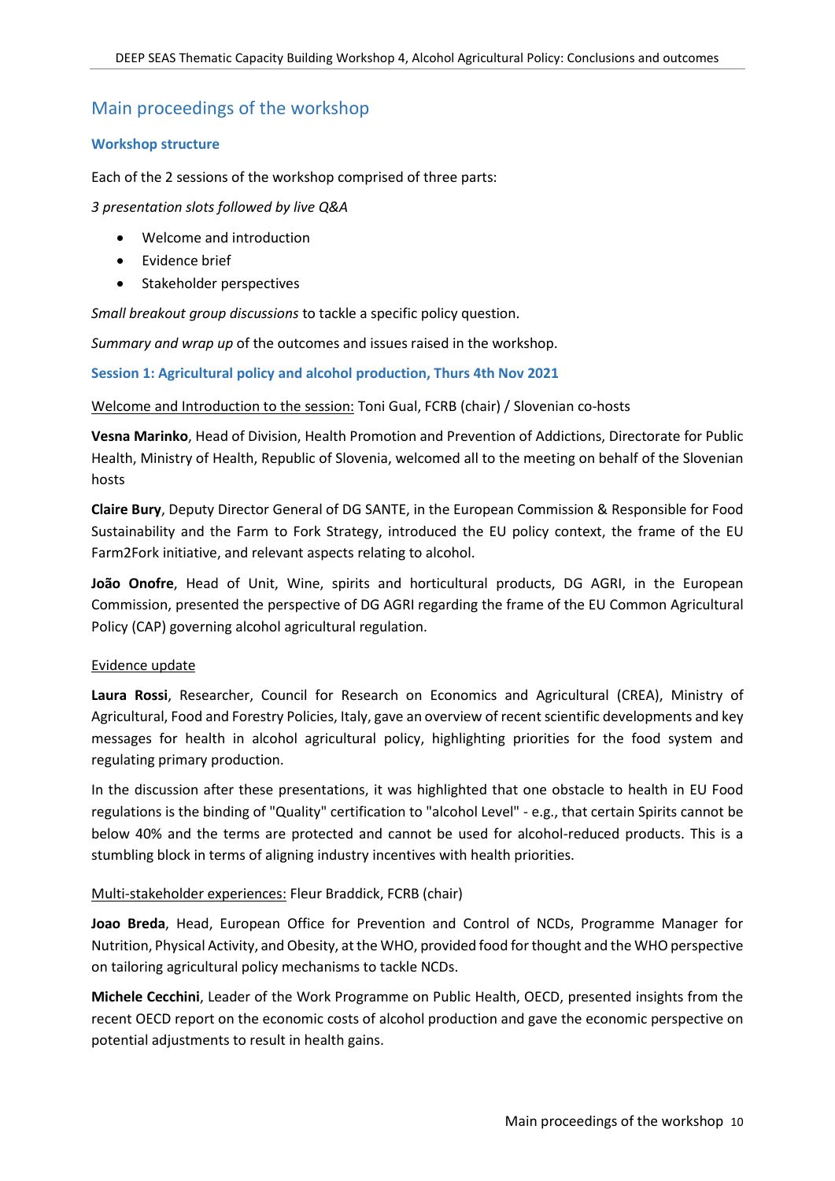## Main proceedings of the workshop

### Workshop structure

Each of the 2 sessions of the workshop comprised of three parts:

*3 presentation slots followed by live Q&A*

- Welcome and introduction
- Evidence brief
- Stakeholder perspectives

*Small breakout group discussions* to tackle a specific policy question.

*Summary and wrap up* of the outcomes and issues raised in the workshop.

### Session 1: Agricultural policy and alcohol production, Thurs 4th Nov 2021

Welcome and Introduction to the session: Toni Gual, FCRB (chair) / Slovenian co-hosts

**Vesna Marinko**, Head of Division, Health Promotion and Prevention of Addictions, Directorate for Public Health, Ministry of Health, Republic of Slovenia, welcomed all to the meeting on behalf of the Slovenian hosts

**Claire Bury**, Deputy Director General of DG SANTE, in the European Commission & Responsible for Food Sustainability and the Farm to Fork Strategy, introduced the EU policy context, the frame of the EU Farm2Fork initiative, and relevant aspects relating to alcohol.

**João Onofre**, Head of Unit, Wine, spirits and horticultural products, DG AGRI, in the European Commission, presented the perspective of DG AGRI regarding the frame of the EU Common Agricultural Policy (CAP) governing alcohol agricultural regulation.

Evidence update

**Laura Rossi**, Researcher, Council for Research on Economics and Agricultural (CREA), Ministry of Agricultural, Food and Forestry Policies, Italy, gave an overview of recent scientific developments and key messages for health in alcohol agricultural policy, highlighting priorities for the food system and regulating primary production.

In the discussion after these presentations, it was highlighted that one obstacle to health in EU Food regulations is the binding of "Quality" certification to "alcohol Level" - e.g., that certain Spirits cannot be below 40% and the terms are protected and cannot be used for alcohol-reduced products. This is a stumbling block in terms of aligning industry incentives with health priorities.

Multi-stakeholder experiences: Fleur Braddick, FCRB (chair)

**Joao Breda**, Head, European Office for Prevention and Control of NCDs, Programme Manager for Nutrition, Physical Activity, and Obesity, at the WHO, provided food for thought and the WHO perspective on tailoring agricultural policy mechanisms to tackle NCDs.

**Michele Cecchini**, Leader of the Work Programme on Public Health, OECD, presented insights from the recent OECD report on the economic costs of alcohol production and gave the economic perspective on potential adjustments to result in health gains.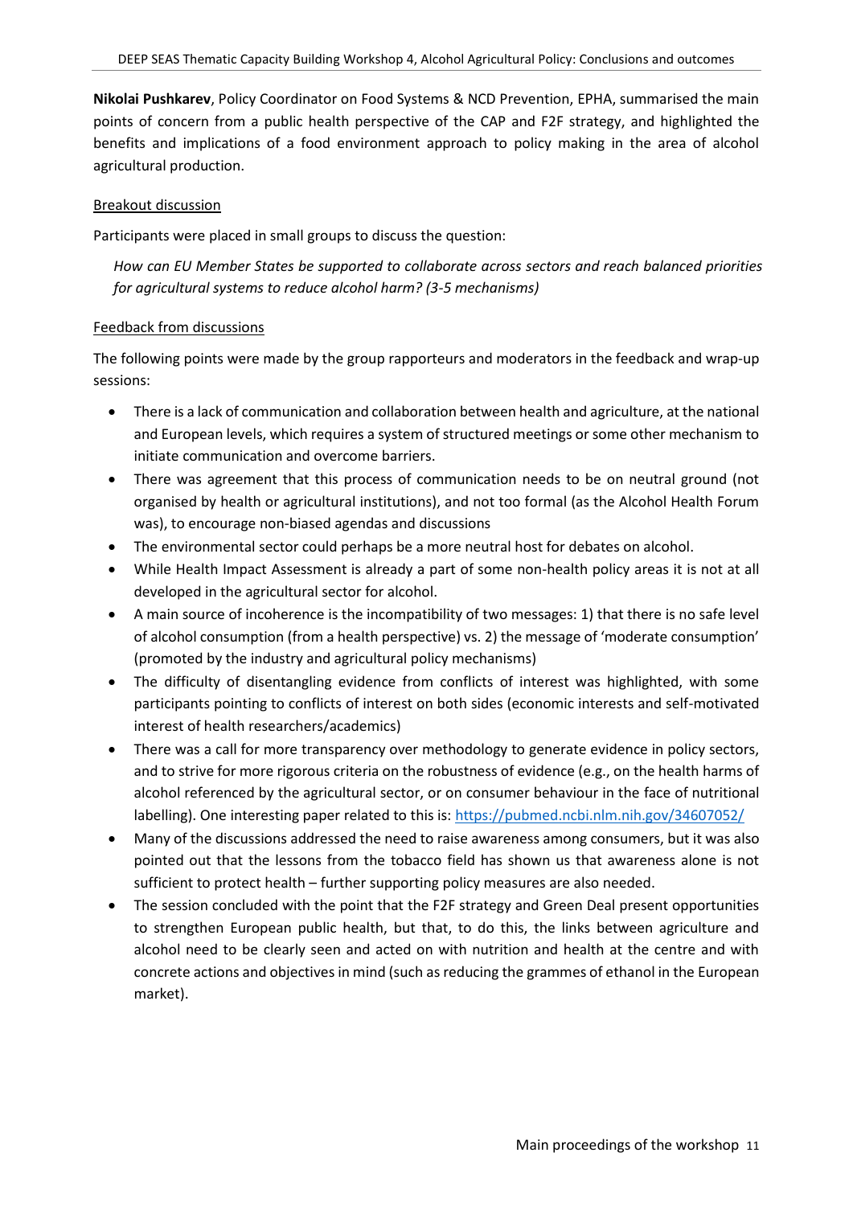**Nikolai Pushkarev**, Policy Coordinator on Food Systems & NCD Prevention, EPHA, summarised the main points of concern from a public health perspective of the CAP and F2F strategy, and highlighted the benefits and implications of a food environment approach to policy making in the area of alcohol agricultural production.

Breakout discussion

Participants were placed in small groups to discuss the question:

*How can EU Member States be supported to collaborate across sectors and reach balanced priorities for agricultural systems to reduce alcohol harm? (3-5 mechanisms)*

Feedback from discussions

The following points were made by the group rapporteurs and moderators in the feedback and wrap-up sessions:

- There is a lack of communication and collaboration between health and agriculture, at the national and European levels, which requires a system of structured meetings or some other mechanism to initiate communication and overcome barriers.
- There was agreement that this process of communication needs to be on neutral ground (not organised by health or agricultural institutions), and not too formal (as the Alcohol Health Forum was), to encourage non-biased agendas and discussions
- The environmental sector could perhaps be a more neutral host for debates on alcohol.
- While Health Impact Assessment is already a part of some non-health policy areas it is not at all developed in the agricultural sector for alcohol.
- A main source of incoherence is the incompatibility of two messages: 1) that there is no safe level of alcohol consumption (from a health perspective) vs. 2) the message of 'moderate consumption' (promoted by the industry and agricultural policy mechanisms)
- The difficulty of disentangling evidence from conflicts of interest was highlighted, with some participants pointing to conflicts of interest on both sides (economic interests and self-motivated interest of health researchers/academics)
- There was a call for more transparency over methodology to generate evidence in policy sectors, and to strive for more rigorous criteria on the robustness of evidence (e.g., on the health harms of alcohol referenced by the agricultural sector, or on consumer behaviour in the face of nutritional labelling). One interesting paper related to this is: https://pubmed.ncbi.nlm.nih.gov/34607052/
- Many of the discussions addressed the need to raise awareness among consumers, but it was also pointed out that the lessons from the tobacco field has shown us that awareness alone is not sufficient to protect health – further supporting policy measures are also needed.
- The session concluded with the point that the F2F strategy and Green Deal present opportunities to strengthen European public health, but that, to do this, the links between agriculture and alcohol need to be clearly seen and acted on with nutrition and health at the centre and with concrete actions and objectives in mind (such as reducing the grammes of ethanol in the European market).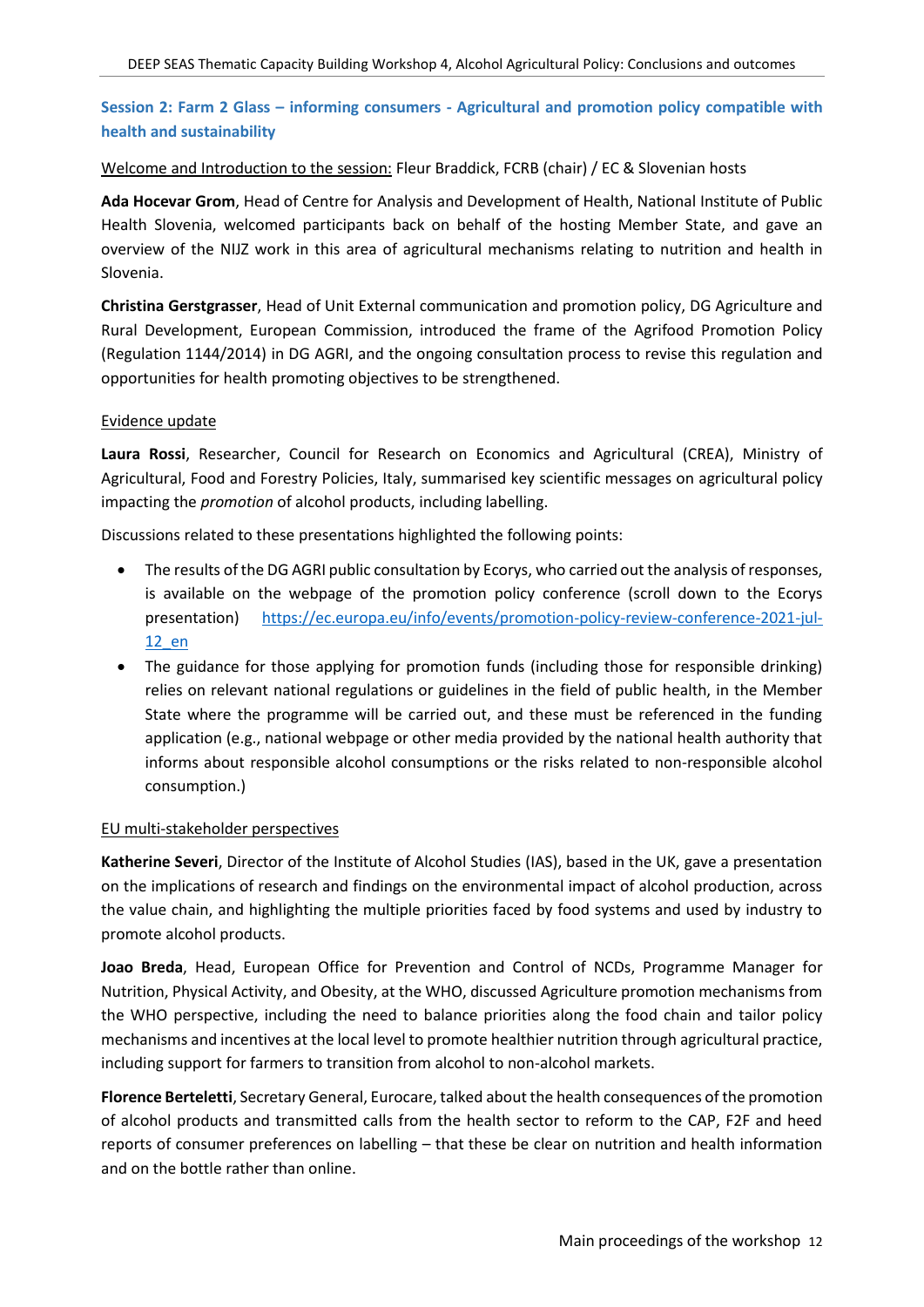## Session 2: Farm 2 Glass – informing consumers - Agricultural and promotion policy compatible with health and sustainability

Welcome and Introduction to the session: Fleur Braddick, FCRB (chair) / EC & Slovenian hosts

**Ada Hocevar Grom**, Head of Centre for Analysis and Development of Health, National Institute of Public Health Slovenia, welcomed participants back on behalf of the hosting Member State, and gave an overview of the NIJZ work in this area of agricultural mechanisms relating to nutrition and health in Slovenia.

**Christina Gerstgrasser**, Head of Unit External communication and promotion policy, DG Agriculture and Rural Development, European Commission, introduced the frame of the Agrifood Promotion Policy (Regulation 1144/2014) in DG AGRI, and the ongoing consultation process to revise this regulation and opportunities for health promoting objectives to be strengthened.

Evidence update

**Laura Rossi**, Researcher, Council for Research on Economics and Agricultural (CREA), Ministry of Agricultural, Food and Forestry Policies, Italy, summarised key scientific messages on agricultural policy impacting the *promotion* of alcohol products, including labelling.

Discussions related to these presentations highlighted the following points:

- The results of the DG AGRI public consultation by Ecorys, who carried out the analysis of responses, is available on the webpage of the promotion policy conference (scroll down to the Ecorys presentation) https://ec.europa.eu/info/events/promotion-policy-review-conference-2021-jul-12_en
- The guidance for those applying for promotion funds (including those for responsible drinking) relies on relevant national regulations or guidelines in the field of public health, in the Member State where the programme will be carried out, and these must be referenced in the funding application (e.g., national webpage or other media provided by the national health authority that informs about responsible alcohol consumptions or the risks related to non-responsible alcohol consumption.)

EU multi-stakeholder perspectives

**Katherine Severi**, Director of the Institute of Alcohol Studies (IAS), based in the UK, gave a presentation on the implications of research and findings on the environmental impact of alcohol production, across the value chain, and highlighting the multiple priorities faced by food systems and used by industry to promote alcohol products.

**Joao Breda**, Head, European Office for Prevention and Control of NCDs, Programme Manager for Nutrition, Physical Activity, and Obesity, at the WHO, discussed Agriculture promotion mechanisms from the WHO perspective, including the need to balance priorities along the food chain and tailor policy mechanisms and incentives at the local level to promote healthier nutrition through agricultural practice, including support for farmers to transition from alcohol to non-alcohol markets.

**Florence Berteletti**, Secretary General, Eurocare, talked about the health consequences of the promotion of alcohol products and transmitted calls from the health sector to reform to the CAP, F2F and heed reports of consumer preferences on labelling – that these be clear on nutrition and health information and on the bottle rather than online.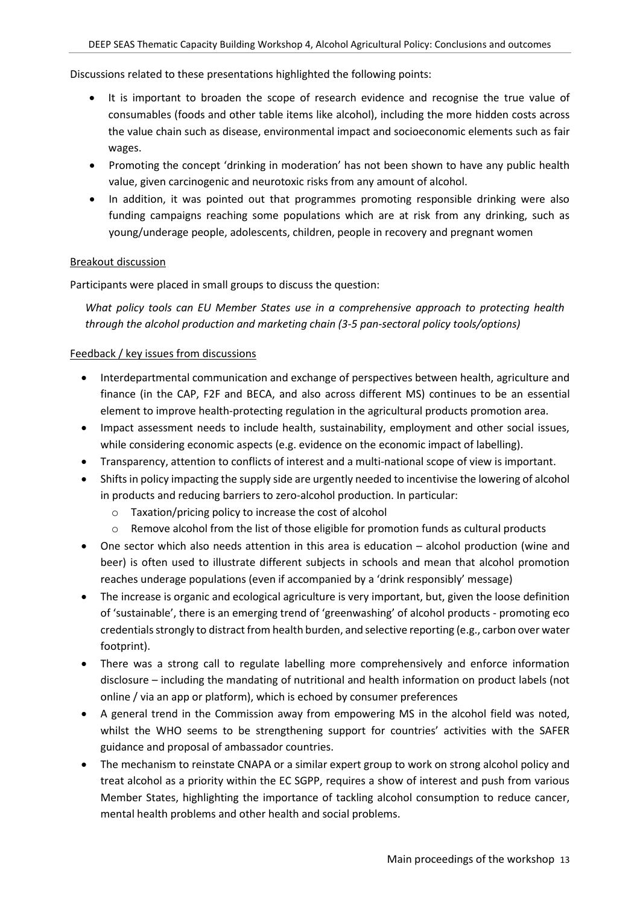Discussions related to these presentations highlighted the following points:

- It is important to broaden the scope of research evidence and recognise the true value of consumables (foods and other table items like alcohol), including the more hidden costs across the value chain such as disease, environmental impact and socioeconomic elements such as fair wages.
- Promoting the concept 'drinking in moderation' has not been shown to have any public health value, given carcinogenic and neurotoxic risks from any amount of alcohol.
- In addition, it was pointed out that programmes promoting responsible drinking were also funding campaigns reaching some populations which are at risk from any drinking, such as young/underage people, adolescents, children, people in recovery and pregnant women

<u>Breakout discussion</u>

Participants were placed in small groups to discuss the question:

*What policy tools can EU Member States use in a comprehensive approach to protecting health through the alcohol production and marketing chain (3-5 pan-sectoral policy tools/options)*

<u>Feedback / key issues from discussions</u>

- Interdepartmental communication and exchange of perspectives between health, agriculture and finance (in the CAP, F2F and BECA, and also across different MS) continues to be an essential element to improve health-protecting regulation in the agricultural products promotion area.
- Impact assessment needs to include health, sustainability, employment and other social issues, while considering economic aspects (e.g. evidence on the economic impact of labelling).
- Transparency, attention to conflicts of interest and a multi-national scope of view is important.
- Shifts in policy impacting the supply side are urgently needed to incentivise the lowering of alcohol in products and reducing barriers to zero-alcohol production. In particular:
  - Taxation/pricing policy to increase the cost of alcohol
  - Remove alcohol from the list of those eligible for promotion funds as cultural products
- One sector which also needs attention in this area is education – alcohol production (wine and beer) is often used to illustrate different subjects in schools and mean that alcohol promotion reaches underage populations (even if accompanied by a 'drink responsibly' message)
- The increase is organic and ecological agriculture is very important, but, given the loose definition of 'sustainable', there is an emerging trend of 'greenwashing' of alcohol products - promoting eco credentials strongly to distract from health burden, and selective reporting (e.g., carbon over water footprint).
- There was a strong call to regulate labelling more comprehensively and enforce information disclosure – including the mandating of nutritional and health information on product labels (not online / via an app or platform), which is echoed by consumer preferences
- A general trend in the Commission away from empowering MS in the alcohol field was noted, whilst the WHO seems to be strengthening support for countries' activities with the SAFER guidance and proposal of ambassador countries.
- The mechanism to reinstate CNAPA or a similar expert group to work on strong alcohol policy and treat alcohol as a priority within the EC SGPP, requires a show of interest and push from various Member States, highlighting the importance of tackling alcohol consumption to reduce cancer, mental health problems and other health and social problems.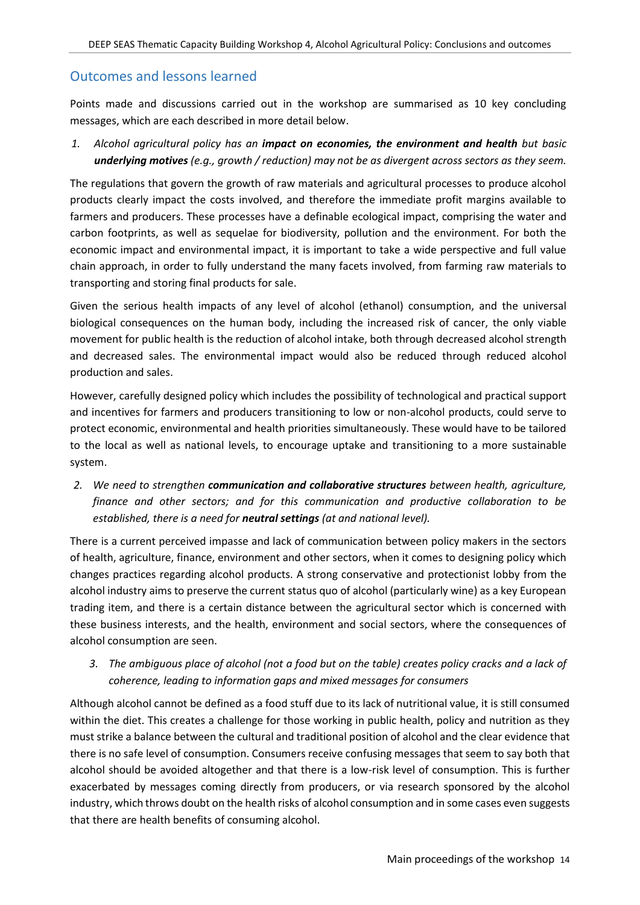## Outcomes and lessons learned

Points made and discussions carried out in the workshop are summarised as 10 key concluding messages, which are each described in more detail below.

1. *Alcohol agricultural policy has an **impact on economies, the environment and health** but basic **underlying motives** (e.g., growth / reduction) may not be as divergent across sectors as they seem.*

The regulations that govern the growth of raw materials and agricultural processes to produce alcohol products clearly impact the costs involved, and therefore the immediate profit margins available to farmers and producers. These processes have a definable ecological impact, comprising the water and carbon footprints, as well as sequelae for biodiversity, pollution and the environment. For both the economic impact and environmental impact, it is important to take a wide perspective and full value chain approach, in order to fully understand the many facets involved, from farming raw materials to transporting and storing final products for sale.

Given the serious health impacts of any level of alcohol (ethanol) consumption, and the universal biological consequences on the human body, including the increased risk of cancer, the only viable movement for public health is the reduction of alcohol intake, both through decreased alcohol strength and decreased sales. The environmental impact would also be reduced through reduced alcohol production and sales.

However, carefully designed policy which includes the possibility of technological and practical support and incentives for farmers and producers transitioning to low or non-alcohol products, could serve to protect economic, environmental and health priorities simultaneously. These would have to be tailored to the local as well as national levels, to encourage uptake and transitioning to a more sustainable system.

2. *We need to strengthen **communication and collaborative structures** between health, agriculture, finance and other sectors; and for this communication and productive collaboration to be established, there is a need for **neutral settings** (at and national level).*

There is a current perceived impasse and lack of communication between policy makers in the sectors of health, agriculture, finance, environment and other sectors, when it comes to designing policy which changes practices regarding alcohol products. A strong conservative and protectionist lobby from the alcohol industry aims to preserve the current status quo of alcohol (particularly wine) as a key European trading item, and there is a certain distance between the agricultural sector which is concerned with these business interests, and the health, environment and social sectors, where the consequences of alcohol consumption are seen.

3. *The ambiguous place of alcohol (not a food but on the table) creates policy cracks and a lack of coherence, leading to information gaps and mixed messages for consumers*

Although alcohol cannot be defined as a food stuff due to its lack of nutritional value, it is still consumed within the diet. This creates a challenge for those working in public health, policy and nutrition as they must strike a balance between the cultural and traditional position of alcohol and the clear evidence that there is no safe level of consumption. Consumers receive confusing messages that seem to say both that alcohol should be avoided altogether and that there is a low-risk level of consumption. This is further exacerbated by messages coming directly from producers, or via research sponsored by the alcohol industry, which throws doubt on the health risks of alcohol consumption and in some cases even suggests that there are health benefits of consuming alcohol.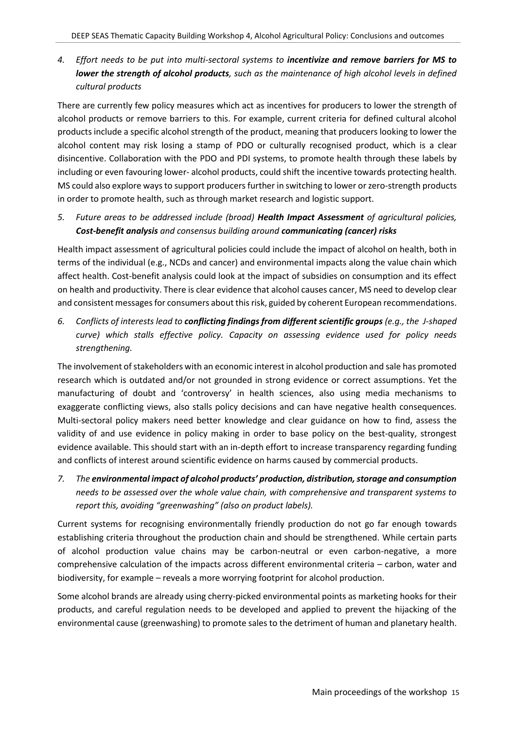4. *Effort needs to be put into multi-sectoral systems to* ***incentivize and remove barriers for MS to lower the strength of alcohol products****, such as the maintenance of high alcohol levels in defined cultural products*

There are currently few policy measures which act as incentives for producers to lower the strength of alcohol products or remove barriers to this. For example, current criteria for defined cultural alcohol products include a specific alcohol strength of the product, meaning that producers looking to lower the alcohol content may risk losing a stamp of PDO or culturally recognised product, which is a clear disincentive. Collaboration with the PDO and PDI systems, to promote health through these labels by including or even favouring lower- alcohol products, could shift the incentive towards protecting health. MS could also explore ways to support producers further in switching to lower or zero-strength products in order to promote health, such as through market research and logistic support.

5. *Future areas to be addressed include (broad)* ***Health Impact Assessment*** *of agricultural policies,* ***Cost-benefit analysis*** *and consensus building around* ***communicating (cancer) risks***

Health impact assessment of agricultural policies could include the impact of alcohol on health, both in terms of the individual (e.g., NCDs and cancer) and environmental impacts along the value chain which affect health. Cost-benefit analysis could look at the impact of subsidies on consumption and its effect on health and productivity. There is clear evidence that alcohol causes cancer, MS need to develop clear and consistent messages for consumers about this risk, guided by coherent European recommendations.

6. *Conflicts of interests lead to* ***conflicting findings from different scientific groups*** *(e.g., the J-shaped curve) which stalls effective policy. Capacity on assessing evidence used for policy needs strengthening.*

The involvement of stakeholders with an economic interest in alcohol production and sale has promoted research which is outdated and/or not grounded in strong evidence or correct assumptions. Yet the manufacturing of doubt and 'controversy' in health sciences, also using media mechanisms to exaggerate conflicting views, also stalls policy decisions and can have negative health consequences. Multi-sectoral policy makers need better knowledge and clear guidance on how to find, assess the validity of and use evidence in policy making in order to base policy on the best-quality, strongest evidence available. This should start with an in-depth effort to increase transparency regarding funding and conflicts of interest around scientific evidence on harms caused by commercial products.

7. *The* ***environmental impact of alcohol products' production, distribution, storage and consumption*** *needs to be assessed over the whole value chain, with comprehensive and transparent systems to report this, avoiding "greenwashing" (also on product labels).*

Current systems for recognising environmentally friendly production do not go far enough towards establishing criteria throughout the production chain and should be strengthened. While certain parts of alcohol production value chains may be carbon-neutral or even carbon-negative, a more comprehensive calculation of the impacts across different environmental criteria – carbon, water and biodiversity, for example – reveals a more worrying footprint for alcohol production.

Some alcohol brands are already using cherry-picked environmental points as marketing hooks for their products, and careful regulation needs to be developed and applied to prevent the hijacking of the environmental cause (greenwashing) to promote sales to the detriment of human and planetary health.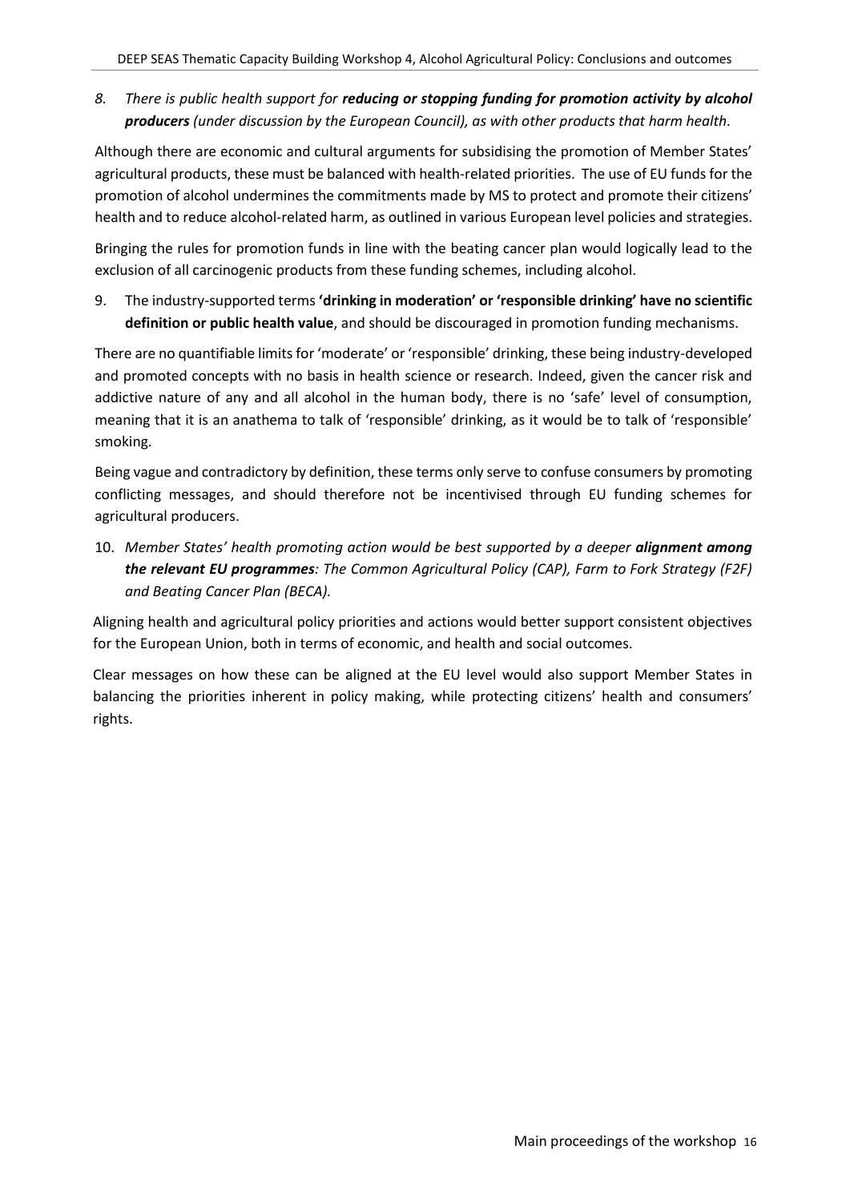8. *There is public health support for **reducing or stopping funding for promotion activity by alcohol producers** (under discussion by the European Council), as with other products that harm health.*

Although there are economic and cultural arguments for subsidising the promotion of Member States' agricultural products, these must be balanced with health-related priorities. The use of EU funds for the promotion of alcohol undermines the commitments made by MS to protect and promote their citizens' health and to reduce alcohol-related harm, as outlined in various European level policies and strategies.

Bringing the rules for promotion funds in line with the beating cancer plan would logically lead to the exclusion of all carcinogenic products from these funding schemes, including alcohol.

9. The industry-supported terms **'drinking in moderation' or 'responsible drinking' have no scientific definition or public health value**, and should be discouraged in promotion funding mechanisms.

There are no quantifiable limits for 'moderate' or 'responsible' drinking, these being industry-developed and promoted concepts with no basis in health science or research. Indeed, given the cancer risk and addictive nature of any and all alcohol in the human body, there is no 'safe' level of consumption, meaning that it is an anathema to talk of 'responsible' drinking, as it would be to talk of 'responsible' smoking.

Being vague and contradictory by definition, these terms only serve to confuse consumers by promoting conflicting messages, and should therefore not be incentivised through EU funding schemes for agricultural producers.

10. *Member States' health promoting action would be best supported by a deeper **alignment among the relevant EU programmes**: The Common Agricultural Policy (CAP), Farm to Fork Strategy (F2F) and Beating Cancer Plan (BECA).*

Aligning health and agricultural policy priorities and actions would better support consistent objectives for the European Union, both in terms of economic, and health and social outcomes.

Clear messages on how these can be aligned at the EU level would also support Member States in balancing the priorities inherent in policy making, while protecting citizens' health and consumers' rights.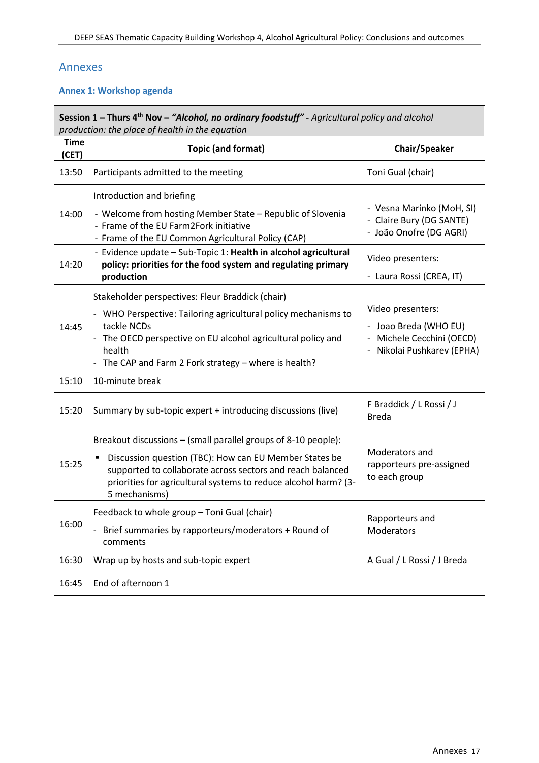## Annexes

### Annex 1: Workshop agenda

| **Session 1 – Thurs 4th Nov – *"Alcohol, no ordinary foodstuff"*** - *Agricultural policy and alcohol production: the place of health in the equation* | | |
|---|---|---|
| **Time (CET)** | **Topic (and format)** | **Chair/Speaker** |
| 13:50 | Participants admitted to the meeting | Toni Gual (chair) |
| 14:00 | Introduction and briefing<br>- Welcome from hosting Member State – Republic of Slovenia<br>- Frame of the EU Farm2Fork initiative<br>- Frame of the EU Common Agricultural Policy (CAP) | - Vesna Marinko (MoH, SI)<br>- Claire Bury (DG SANTE)<br>- João Onofre (DG AGRI) |
| 14:20 | - Evidence update – Sub-Topic 1: **Health in alcohol agricultural policy: priorities for the food system and regulating primary production** | Video presenters:<br>- Laura Rossi (CREA, IT) |
| 14:45 | Stakeholder perspectives: Fleur Braddick (chair)<br>- WHO Perspective: Tailoring agricultural policy mechanisms to tackle NCDs<br>- The OECD perspective on EU alcohol agricultural policy and health<br>- The CAP and Farm 2 Fork strategy – where is health? | Video presenters:<br>- Joao Breda (WHO EU)<br>- Michele Cecchini (OECD)<br>- Nikolai Pushkarev (EPHA) |
| 15:10 | 10-minute break | |
| 15:20 | Summary by sub-topic expert + introducing discussions (live) | F Braddick / L Rossi / J Breda |
| 15:25 | Breakout discussions – (small parallel groups of 8-10 people):<br>▪ Discussion question (TBC): How can EU Member States be supported to collaborate across sectors and reach balanced priorities for agricultural systems to reduce alcohol harm? (3-5 mechanisms) | Moderators and rapporteurs pre-assigned to each group |
| 16:00 | Feedback to whole group – Toni Gual (chair)<br>- Brief summaries by rapporteurs/moderators + Round of comments | Rapporteurs and Moderators |
| 16:30 | Wrap up by hosts and sub-topic expert | A Gual / L Rossi / J Breda |
| 16:45 | End of afternoon 1 | |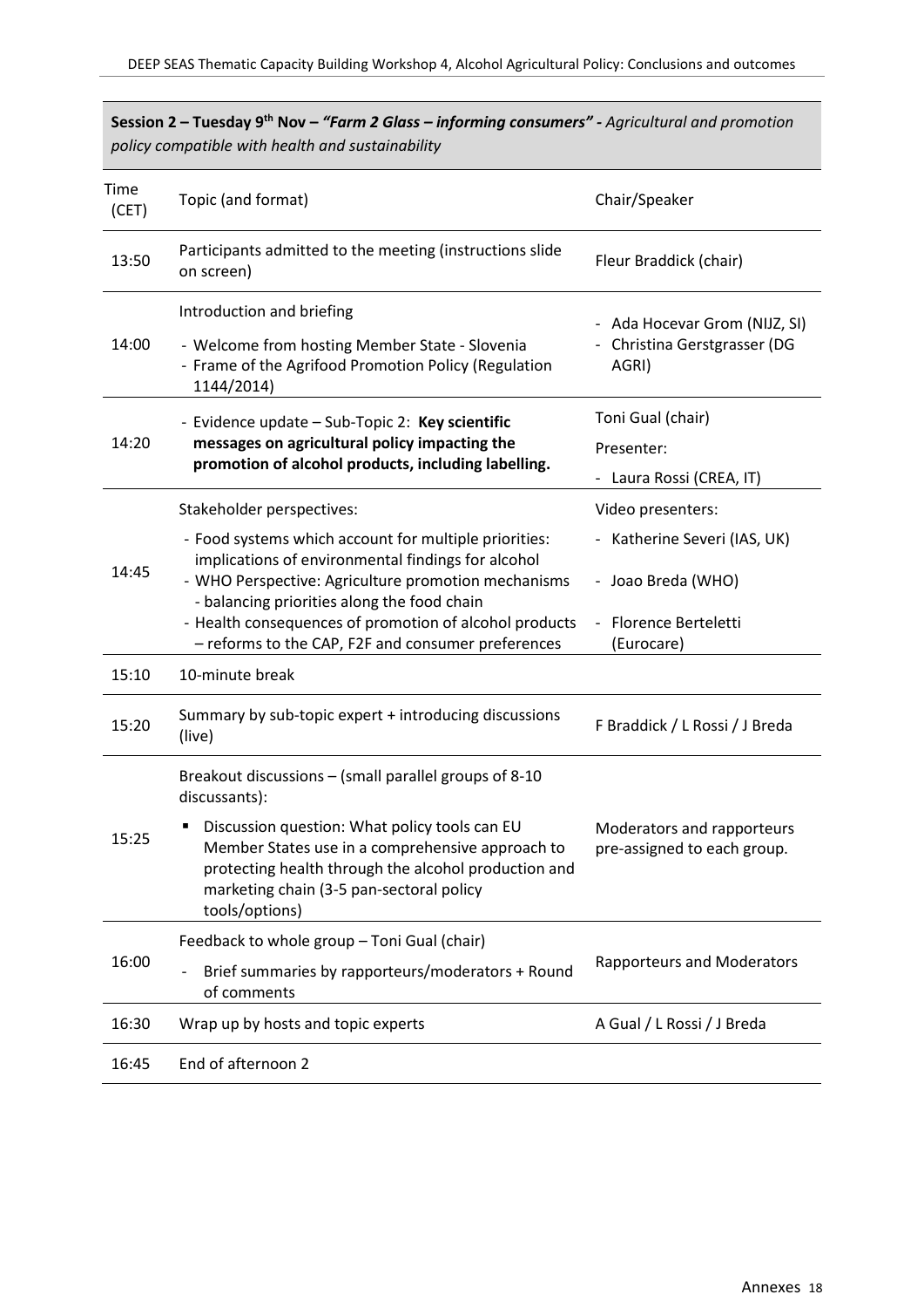**Session 2 – Tuesday 9th Nov – *"Farm 2 Glass – informing consumers"* -** *Agricultural and promotion policy compatible with health and sustainability*

| Time (CET) | Topic (and format) | Chair/Speaker |
|---|---|---|
| 13:50 | Participants admitted to the meeting (instructions slide on screen) | Fleur Braddick (chair) |
| 14:00 | Introduction and briefing<br>- Welcome from hosting Member State - Slovenia<br>- Frame of the Agrifood Promotion Policy (Regulation 1144/2014) | - Ada Hocevar Grom (NIJZ, SI)<br>- Christina Gerstgrasser (DG AGRI) |
| 14:20 | - Evidence update – Sub-Topic 2: **Key scientific messages on agricultural policy impacting the promotion of alcohol products, including labelling.** | Toni Gual (chair)<br>Presenter:<br>- Laura Rossi (CREA, IT) |
| 14:45 | Stakeholder perspectives:<br>- Food systems which account for multiple priorities: implications of environmental findings for alcohol<br>- WHO Perspective: Agriculture promotion mechanisms - balancing priorities along the food chain<br>- Health consequences of promotion of alcohol products – reforms to the CAP, F2F and consumer preferences | Video presenters:<br>- Katherine Severi (IAS, UK)<br>- Joao Breda (WHO)<br>- Florence Berteletti (Eurocare) |
| 15:10 | 10-minute break | |
| 15:20 | Summary by sub-topic expert + introducing discussions (live) | F Braddick / L Rossi / J Breda |
| 15:25 | Breakout discussions – (small parallel groups of 8-10 discussants):<br>▪ Discussion question: What policy tools can EU Member States use in a comprehensive approach to protecting health through the alcohol production and marketing chain (3-5 pan-sectoral policy tools/options) | Moderators and rapporteurs pre-assigned to each group. |
| 16:00 | Feedback to whole group – Toni Gual (chair)<br>- Brief summaries by rapporteurs/moderators + Round of comments | Rapporteurs and Moderators |
| 16:30 | Wrap up by hosts and topic experts | A Gual / L Rossi / J Breda |
| 16:45 | End of afternoon 2 | |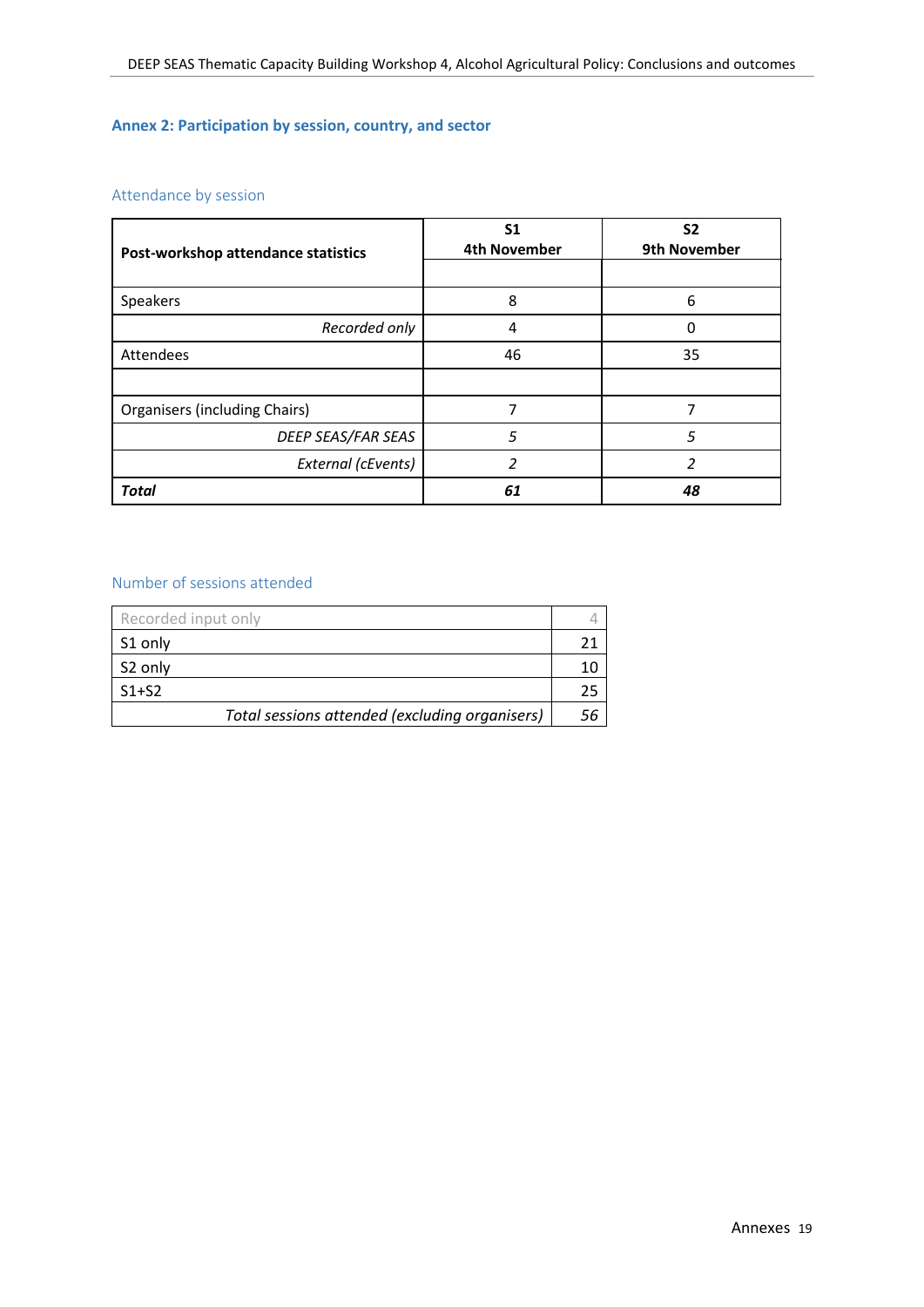## Annex 2: Participation by session, country, and sector

### Attendance by session

| Post-workshop attendance statistics | S1 4th November | S2 9th November |
|---|---|---|
| | | |
| Speakers | 8 | 6 |
| *Recorded only* | 4 | 0 |
| Attendees | 46 | 35 |
| | | |
| Organisers (including Chairs) | 7 | 7 |
| *DEEP SEAS/FAR SEAS* | *5* | *5* |
| *External (cEvents)* | *2* | *2* |
| ***Total*** | ***61*** | ***48*** |

### Number of sessions attended

| | |
|---|---|
| Recorded input only | 4 |
| S1 only | 21 |
| S2 only | 10 |
| S1+S2 | 25 |
| *Total sessions attended (excluding organisers)* | *56* |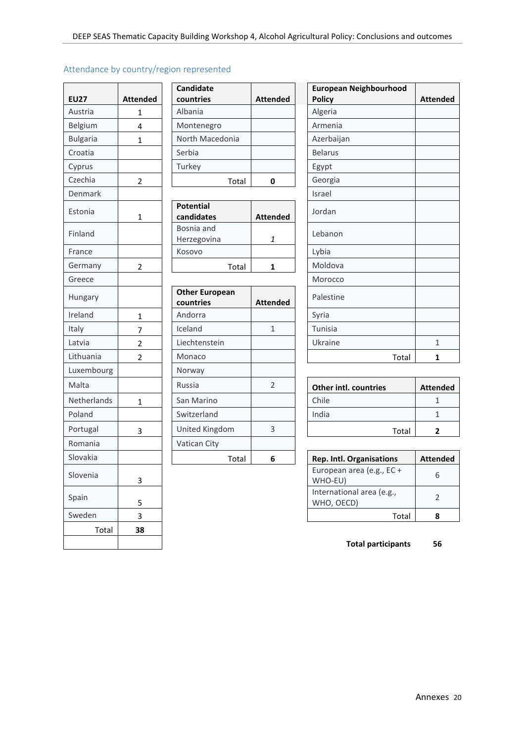## Attendance by country/region represented

| EU27 | Attended |
|---|---|
| Austria | 1 |
| Belgium | 4 |
| Bulgaria | 1 |
| Croatia | |
| Cyprus | |
| Czechia | 2 |
| Denmark | |
| Estonia | 1 |
| Finland | |
| France | |
| Germany | 2 |
| Greece | |
| Hungary | |
| Ireland | 1 |
| Italy | 7 |
| Latvia | 2 |
| Lithuania | 2 |
| Luxembourg | |
| Malta | |
| Netherlands | 1 |
| Poland | |
| Portugal | 3 |
| Romania | |
| Slovakia | |
| Slovenia | 3 |
| Spain | 5 |
| Sweden | 3 |
| Total | **38** |

| Candidate countries | Attended |
|---|---|
| Albania | |
| Montenegro | |
| North Macedonia | |
| Serbia | |
| Turkey | |
| Total | **0** |

| Potential candidates | Attended |
|---|---|
| Bosnia and Herzegovina | *1* |
| Kosovo | |
| Total | **1** |

| Other European countries | Attended |
|---|---|
| Andorra | |
| Iceland | 1 |
| Liechtenstein | |
| Monaco | |
| Norway | |
| Russia | 2 |
| San Marino | |
| Switzerland | |
| United Kingdom | 3 |
| Vatican City | |
| Total | **6** |

| European Neighbourhood Policy | Attended |
|---|---|
| Algeria | |
| Armenia | |
| Azerbaijan | |
| Belarus | |
| Egypt | |
| Georgia | |
| Israel | |
| Jordan | |
| Lebanon | |
| Lybia | |
| Moldova | |
| Morocco | |
| Palestine | |
| Syria | |
| Tunisia | |
| Ukraine | 1 |
| Total | **1** |

| Other intl. countries | Attended |
|---|---|
| Chile | 1 |
| India | 1 |
| Total | **2** |

| Rep. Intl. Organisations | Attended |
|---|---|
| European area (e.g., EC + WHO-EU) | 6 |
| International area (e.g., WHO, OECD) | 2 |
| Total | **8** |

**Total participants** **56**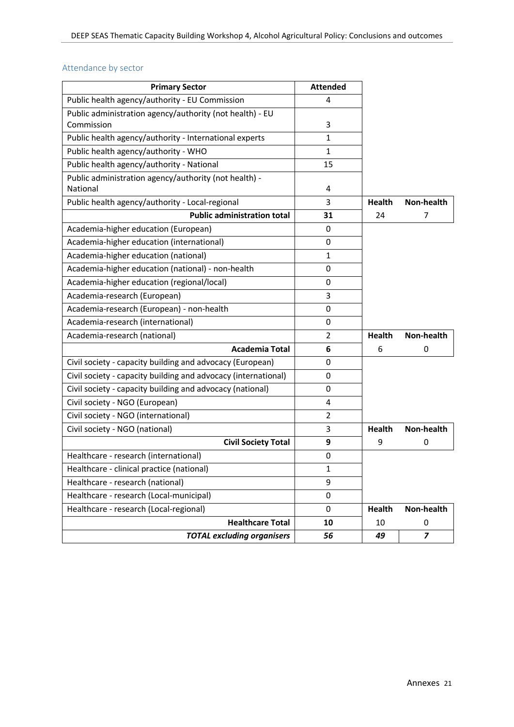## Attendance by sector

| Primary Sector | Attended | | |
|---|---|---|---|
| Public health agency/authority - EU Commission | 4 | | |
| Public administration agency/authority (not health) - EU Commission | 3 | | |
| Public health agency/authority - International experts | 1 | | |
| Public health agency/authority - WHO | 1 | | |
| Public health agency/authority - National | 15 | | |
| Public administration agency/authority (not health) - National | 4 | | |
| Public health agency/authority - Local-regional | 3 | **Health** | **Non-health** |
| **Public administration total** | **31** | 24 | 7 |
| Academia-higher education (European) | 0 | | |
| Academia-higher education (international) | 0 | | |
| Academia-higher education (national) | 1 | | |
| Academia-higher education (national) - non-health | 0 | | |
| Academia-higher education (regional/local) | 0 | | |
| Academia-research (European) | 3 | | |
| Academia-research (European) - non-health | 0 | | |
| Academia-research (international) | 0 | | |
| Academia-research (national) | 2 | **Health** | **Non-health** |
| **Academia Total** | **6** | 6 | 0 |
| Civil society - capacity building and advocacy (European) | 0 | | |
| Civil society - capacity building and advocacy (international) | 0 | | |
| Civil society - capacity building and advocacy (national) | 0 | | |
| Civil society - NGO (European) | 4 | | |
| Civil society - NGO (international) | 2 | | |
| Civil society - NGO (national) | 3 | **Health** | **Non-health** |
| **Civil Society Total** | **9** | 9 | 0 |
| Healthcare - research (international) | 0 | | |
| Healthcare - clinical practice (national) | 1 | | |
| Healthcare - research (national) | 9 | | |
| Healthcare - research (Local-municipal) | 0 | | |
| Healthcare - research (Local-regional) | 0 | **Health** | **Non-health** |
| **Healthcare Total** | **10** | 10 | 0 |
| ***TOTAL excluding organisers*** | ***56*** | ***49*** | ***7*** |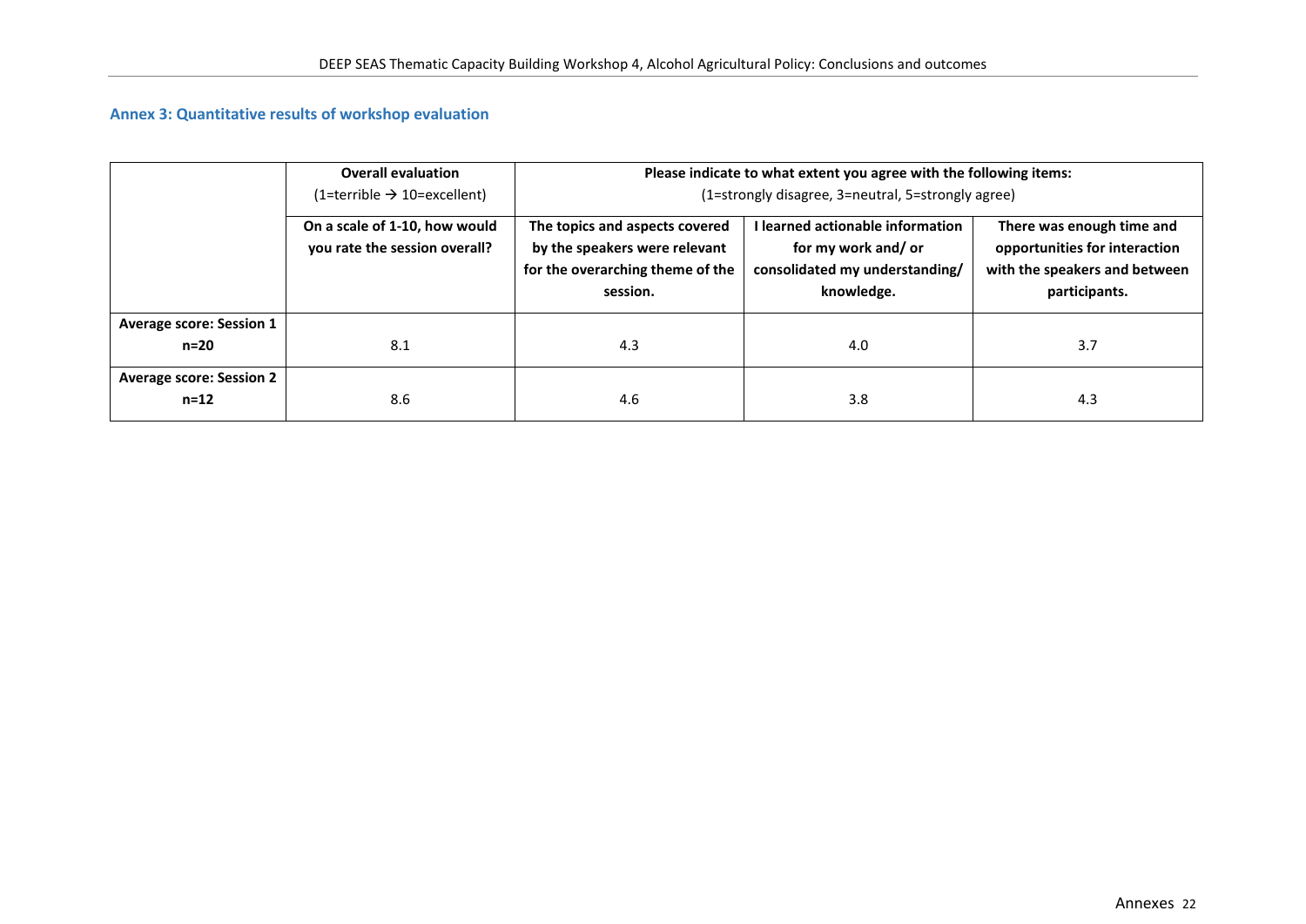## Annex 3: Quantitative results of workshop evaluation

| | Overall evaluation (1=terrible → 10=excellent) | Please indicate to what extent you agree with the following items: (1=strongly disagree, 3=neutral, 5=strongly agree) | | |
|---|---|---|---|---|
| | **On a scale of 1-10, how would you rate the session overall?** | **The topics and aspects covered by the speakers were relevant for the overarching theme of the session.** | **I learned actionable information for my work and/ or consolidated my understanding/ knowledge.** | **There was enough time and opportunities for interaction with the speakers and between participants.** |
| **Average score: Session 1 n=20** | 8.1 | 4.3 | 4.0 | 3.7 |
| **Average score: Session 2 n=12** | 8.6 | 4.6 | 3.8 | 4.3 |